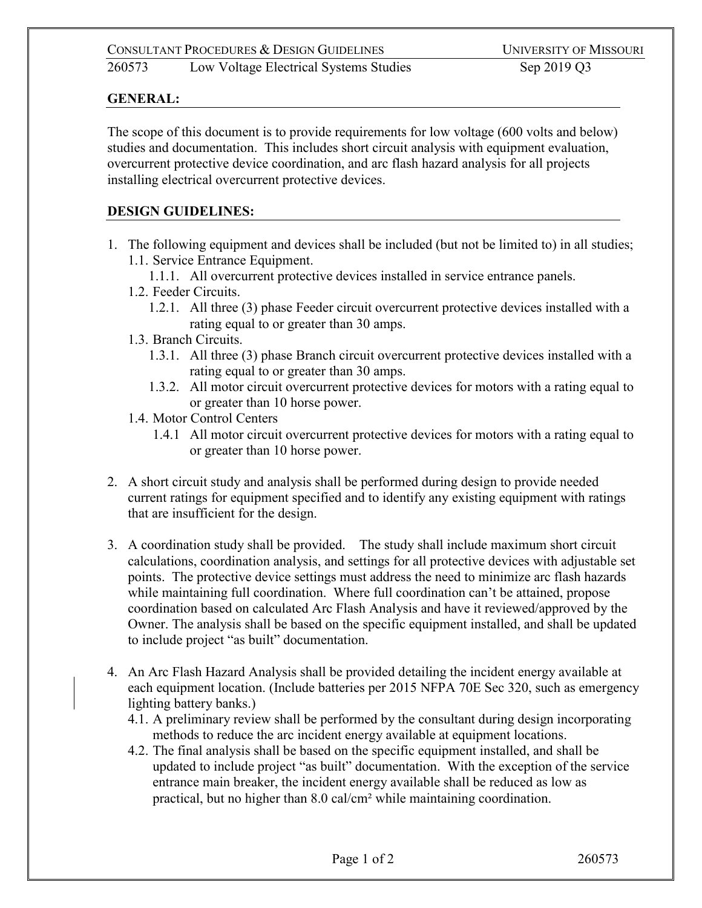## GENERAL:

The scope of this document is to provide requirements for low voltage (600 volts and below) studies and documentation. This includes short circuit analysis with equipment evaluation, overcurrent protective device coordination, and arc flash hazard analysis for all projects installing electrical overcurrent protective devices.

## DESIGN GUIDELINES:

1. The following equipment and devices shall be included (but not be limited to) in all studies;
   - 1.1. Service Entrance Equipment.
     - 1.1.1. All overcurrent protective devices installed in service entrance panels.
   - 1.2. Feeder Circuits.
     - 1.2.1. All three (3) phase Feeder circuit overcurrent protective devices installed with a rating equal to or greater than 30 amps.
   - 1.3. Branch Circuits.
     - 1.3.1. All three (3) phase Branch circuit overcurrent protective devices installed with a rating equal to or greater than 30 amps.
     - 1.3.2. All motor circuit overcurrent protective devices for motors with a rating equal to or greater than 10 horse power.
   - 1.4. Motor Control Centers
     - 1.4.1 All motor circuit overcurrent protective devices for motors with a rating equal to or greater than 10 horse power.

2. A short circuit study and analysis shall be performed during design to provide needed current ratings for equipment specified and to identify any existing equipment with ratings that are insufficient for the design.

3. A coordination study shall be provided. The study shall include maximum short circuit calculations, coordination analysis, and settings for all protective devices with adjustable set points. The protective device settings must address the need to minimize arc flash hazards while maintaining full coordination. Where full coordination can't be attained, propose coordination based on calculated Arc Flash Analysis and have it reviewed/approved by the Owner. The analysis shall be based on the specific equipment installed, and shall be updated to include project "as built" documentation.

4. An Arc Flash Hazard Analysis shall be provided detailing the incident energy available at each equipment location. (Include batteries per 2015 NFPA 70E Sec 320, such as emergency lighting battery banks.)
   - 4.1. A preliminary review shall be performed by the consultant during design incorporating methods to reduce the arc incident energy available at equipment locations.
   - 4.2. The final analysis shall be based on the specific equipment installed, and shall be updated to include project "as built" documentation. With the exception of the service entrance main breaker, the incident energy available shall be reduced as low as practical, but no higher than 8.0 cal/cm² while maintaining coordination.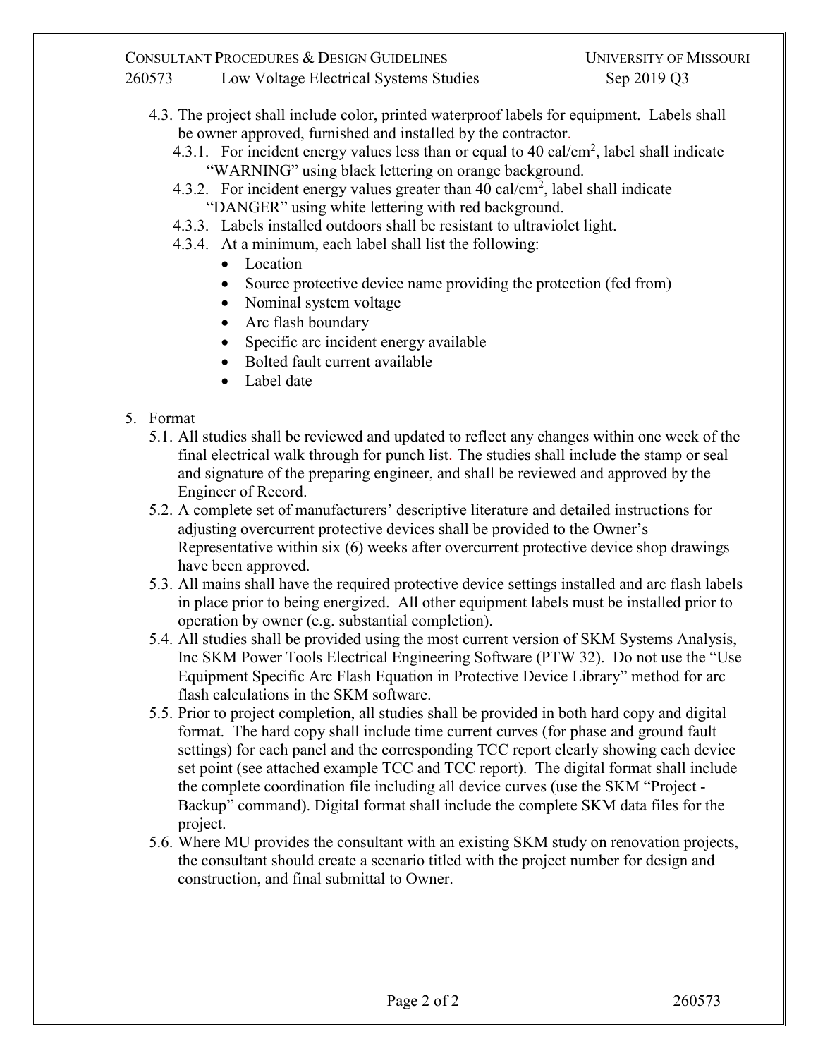4.3. The project shall include color, printed waterproof labels for equipment. Labels shall be owner approved, furnished and installed by the contractor.

4.3.1. For incident energy values less than or equal to 40 cal/cm$^2$, label shall indicate "WARNING" using black lettering on orange background.

4.3.2. For incident energy values greater than 40 cal/cm$^2$, label shall indicate "DANGER" using white lettering with red background.

4.3.3. Labels installed outdoors shall be resistant to ultraviolet light.

4.3.4. At a minimum, each label shall list the following:

- Location
- Source protective device name providing the protection (fed from)
- Nominal system voltage
- Arc flash boundary
- Specific arc incident energy available
- Bolted fault current available
- Label date

5. Format

5.1. All studies shall be reviewed and updated to reflect any changes within one week of the final electrical walk through for punch list. The studies shall include the stamp or seal and signature of the preparing engineer, and shall be reviewed and approved by the Engineer of Record.

5.2. A complete set of manufacturers' descriptive literature and detailed instructions for adjusting overcurrent protective devices shall be provided to the Owner's Representative within six (6) weeks after overcurrent protective device shop drawings have been approved.

5.3. All mains shall have the required protective device settings installed and arc flash labels in place prior to being energized. All other equipment labels must be installed prior to operation by owner (e.g. substantial completion).

5.4. All studies shall be provided using the most current version of SKM Systems Analysis, Inc SKM Power Tools Electrical Engineering Software (PTW 32). Do not use the "Use Equipment Specific Arc Flash Equation in Protective Device Library" method for arc flash calculations in the SKM software.

5.5. Prior to project completion, all studies shall be provided in both hard copy and digital format. The hard copy shall include time current curves (for phase and ground fault settings) for each panel and the corresponding TCC report clearly showing each device set point (see attached example TCC and TCC report). The digital format shall include the complete coordination file including all device curves (use the SKM "Project - Backup" command). Digital format shall include the complete SKM data files for the project.

5.6. Where MU provides the consultant with an existing SKM study on renovation projects, the consultant should create a scenario titled with the project number for design and construction, and final submittal to Owner.